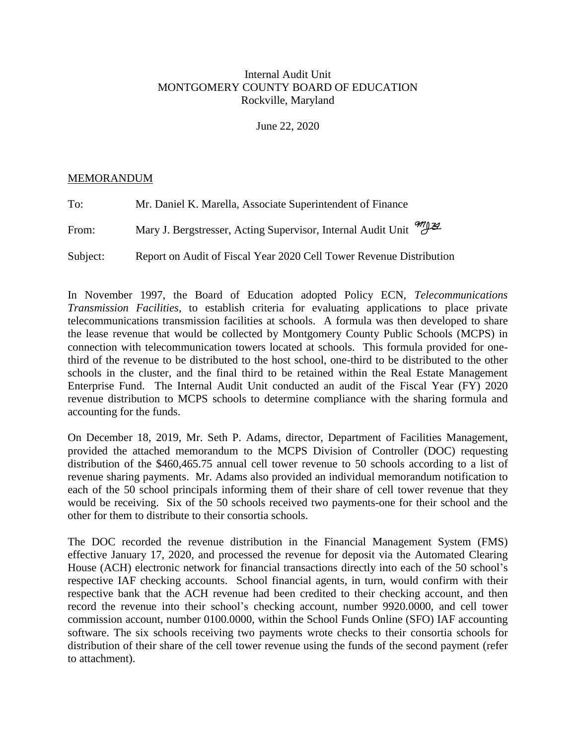Internal Audit Unit
MONTGOMERY COUNTY BOARD OF EDUCATION
Rockville, Maryland

June 22, 2020

MEMORANDUM

To: Mr. Daniel K. Marella, Associate Superintendent of Finance

From: Mary J. Bergstresser, Acting Supervisor, Internal Audit Unit

Subject: Report on Audit of Fiscal Year 2020 Cell Tower Revenue Distribution

In November 1997, the Board of Education adopted Policy ECN, *Telecommunications Transmission Facilities*, to establish criteria for evaluating applications to place private telecommunications transmission facilities at schools. A formula was then developed to share the lease revenue that would be collected by Montgomery County Public Schools (MCPS) in connection with telecommunication towers located at schools. This formula provided for one-third of the revenue to be distributed to the host school, one-third to be distributed to the other schools in the cluster, and the final third to be retained within the Real Estate Management Enterprise Fund. The Internal Audit Unit conducted an audit of the Fiscal Year (FY) 2020 revenue distribution to MCPS schools to determine compliance with the sharing formula and accounting for the funds.

On December 18, 2019, Mr. Seth P. Adams, director, Department of Facilities Management, provided the attached memorandum to the MCPS Division of Controller (DOC) requesting distribution of the $460,465.75 annual cell tower revenue to 50 schools according to a list of revenue sharing payments. Mr. Adams also provided an individual memorandum notification to each of the 50 school principals informing them of their share of cell tower revenue that they would be receiving. Six of the 50 schools received two payments-one for their school and the other for them to distribute to their consortia schools.

The DOC recorded the revenue distribution in the Financial Management System (FMS) effective January 17, 2020, and processed the revenue for deposit via the Automated Clearing House (ACH) electronic network for financial transactions directly into each of the 50 school's respective IAF checking accounts. School financial agents, in turn, would confirm with their respective bank that the ACH revenue had been credited to their checking account, and then record the revenue into their school's checking account, number 9920.0000, and cell tower commission account, number 0100.0000, within the School Funds Online (SFO) IAF accounting software. The six schools receiving two payments wrote checks to their consortia schools for distribution of their share of the cell tower revenue using the funds of the second payment (refer to attachment).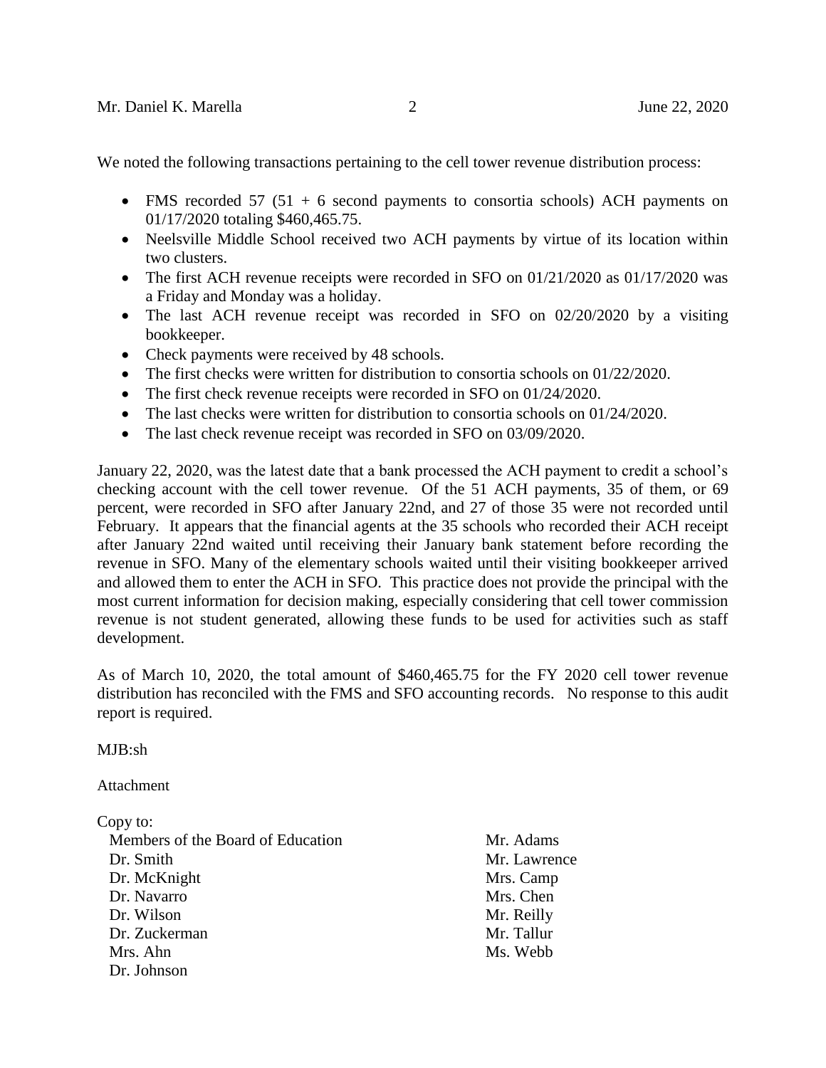We noted the following transactions pertaining to the cell tower revenue distribution process:

- FMS recorded 57 (51 + 6 second payments to consortia schools) ACH payments on 01/17/2020 totaling $460,465.75.
- Neelsville Middle School received two ACH payments by virtue of its location within two clusters.
- The first ACH revenue receipts were recorded in SFO on 01/21/2020 as 01/17/2020 was a Friday and Monday was a holiday.
- The last ACH revenue receipt was recorded in SFO on 02/20/2020 by a visiting bookkeeper.
- Check payments were received by 48 schools.
- The first checks were written for distribution to consortia schools on 01/22/2020.
- The first check revenue receipts were recorded in SFO on 01/24/2020.
- The last checks were written for distribution to consortia schools on 01/24/2020.
- The last check revenue receipt was recorded in SFO on 03/09/2020.

January 22, 2020, was the latest date that a bank processed the ACH payment to credit a school's checking account with the cell tower revenue. Of the 51 ACH payments, 35 of them, or 69 percent, were recorded in SFO after January 22nd, and 27 of those 35 were not recorded until February. It appears that the financial agents at the 35 schools who recorded their ACH receipt after January 22nd waited until receiving their January bank statement before recording the revenue in SFO. Many of the elementary schools waited until their visiting bookkeeper arrived and allowed them to enter the ACH in SFO. This practice does not provide the principal with the most current information for decision making, especially considering that cell tower commission revenue is not student generated, allowing these funds to be used for activities such as staff development.

As of March 10, 2020, the total amount of $460,465.75 for the FY 2020 cell tower revenue distribution has reconciled with the FMS and SFO accounting records. No response to this audit report is required.

MJB:sh

Attachment

Copy to:

Members of the Board of Education
Dr. Smith
Dr. McKnight
Dr. Navarro
Dr. Wilson
Dr. Zuckerman
Mrs. Ahn
Dr. Johnson
Mr. Adams
Mr. Lawrence
Mrs. Camp
Mrs. Chen
Mr. Reilly
Mr. Tallur
Ms. Webb